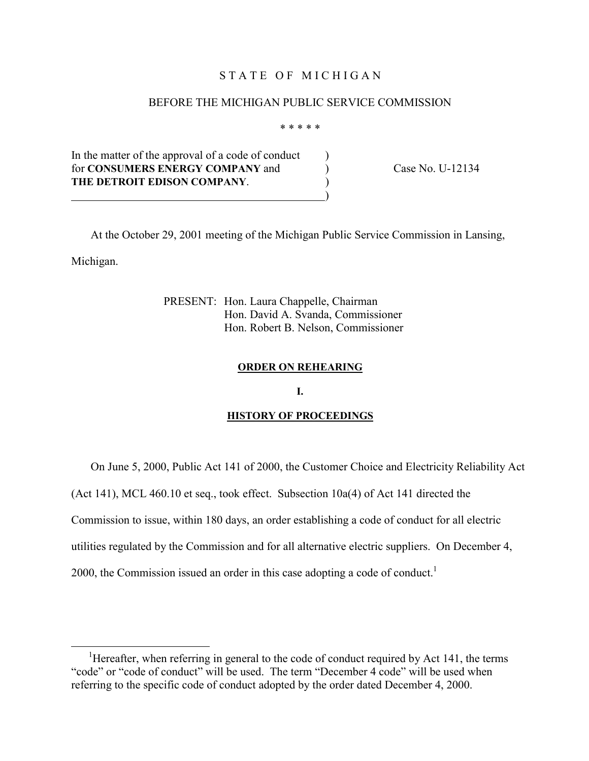STATE OF MICHIGAN

BEFORE THE MICHIGAN PUBLIC SERVICE COMMISSION

\* \* \* \* \*

In the matter of the approval of a code of conduct for **CONSUMERS ENERGY COMPANY** and **THE DETROIT EDISON COMPANY**.

Case No. U-12134

At the October 29, 2001 meeting of the Michigan Public Service Commission in Lansing, Michigan.

PRESENT: Hon. Laura Chappelle, Chairman
Hon. David A. Svanda, Commissioner
Hon. Robert B. Nelson, Commissioner

## ORDER ON REHEARING

### I.

### HISTORY OF PROCEEDINGS

On June 5, 2000, Public Act 141 of 2000, the Customer Choice and Electricity Reliability Act (Act 141), MCL 460.10 et seq., took effect. Subsection 10a(4) of Act 141 directed the Commission to issue, within 180 days, an order establishing a code of conduct for all electric utilities regulated by the Commission and for all alternative electric suppliers. On December 4, 2000, the Commission issued an order in this case adopting a code of conduct.[1]

---

[1] Hereafter, when referring in general to the code of conduct required by Act 141, the terms "code" or "code of conduct" will be used. The term "December 4 code" will be used when referring to the specific code of conduct adopted by the order dated December 4, 2000.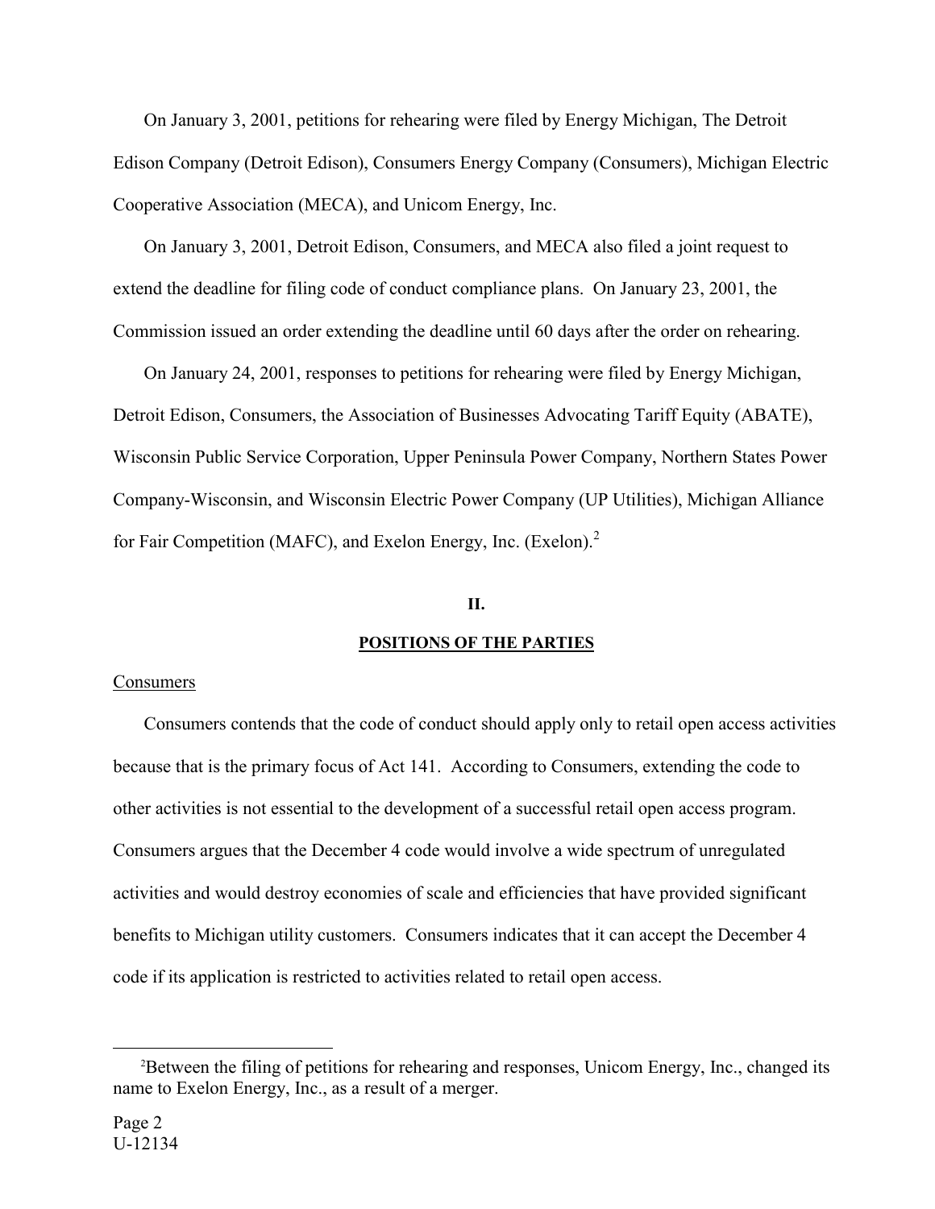On January 3, 2001, petitions for rehearing were filed by Energy Michigan, The Detroit Edison Company (Detroit Edison), Consumers Energy Company (Consumers), Michigan Electric Cooperative Association (MECA), and Unicom Energy, Inc.

On January 3, 2001, Detroit Edison, Consumers, and MECA also filed a joint request to extend the deadline for filing code of conduct compliance plans. On January 23, 2001, the Commission issued an order extending the deadline until 60 days after the order on rehearing.

On January 24, 2001, responses to petitions for rehearing were filed by Energy Michigan, Detroit Edison, Consumers, the Association of Businesses Advocating Tariff Equity (ABATE), Wisconsin Public Service Corporation, Upper Peninsula Power Company, Northern States Power Company-Wisconsin, and Wisconsin Electric Power Company (UP Utilities), Michigan Alliance for Fair Competition (MAFC), and Exelon Energy, Inc. (Exelon).[2]

## II.

## POSITIONS OF THE PARTIES

Consumers

Consumers contends that the code of conduct should apply only to retail open access activities because that is the primary focus of Act 141. According to Consumers, extending the code to other activities is not essential to the development of a successful retail open access program. Consumers argues that the December 4 code would involve a wide spectrum of unregulated activities and would destroy economies of scale and efficiencies that have provided significant benefits to Michigan utility customers. Consumers indicates that it can accept the December 4 code if its application is restricted to activities related to retail open access.

[2]Between the filing of petitions for rehearing and responses, Unicom Energy, Inc., changed its name to Exelon Energy, Inc., as a result of a merger.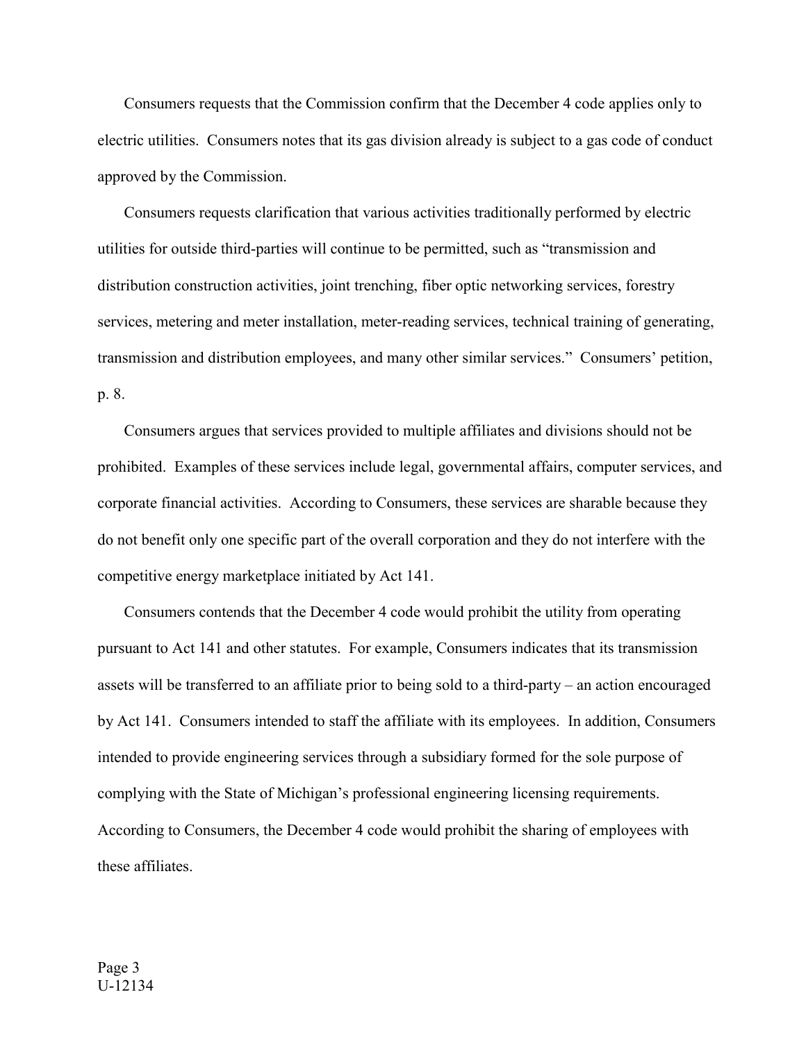Consumers requests that the Commission confirm that the December 4 code applies only to electric utilities. Consumers notes that its gas division already is subject to a gas code of conduct approved by the Commission.

Consumers requests clarification that various activities traditionally performed by electric utilities for outside third-parties will continue to be permitted, such as "transmission and distribution construction activities, joint trenching, fiber optic networking services, forestry services, metering and meter installation, meter-reading services, technical training of generating, transmission and distribution employees, and many other similar services." Consumers' petition, p. 8.

Consumers argues that services provided to multiple affiliates and divisions should not be prohibited. Examples of these services include legal, governmental affairs, computer services, and corporate financial activities. According to Consumers, these services are sharable because they do not benefit only one specific part of the overall corporation and they do not interfere with the competitive energy marketplace initiated by Act 141.

Consumers contends that the December 4 code would prohibit the utility from operating pursuant to Act 141 and other statutes. For example, Consumers indicates that its transmission assets will be transferred to an affiliate prior to being sold to a third-party – an action encouraged by Act 141. Consumers intended to staff the affiliate with its employees. In addition, Consumers intended to provide engineering services through a subsidiary formed for the sole purpose of complying with the State of Michigan's professional engineering licensing requirements. According to Consumers, the December 4 code would prohibit the sharing of employees with these affiliates.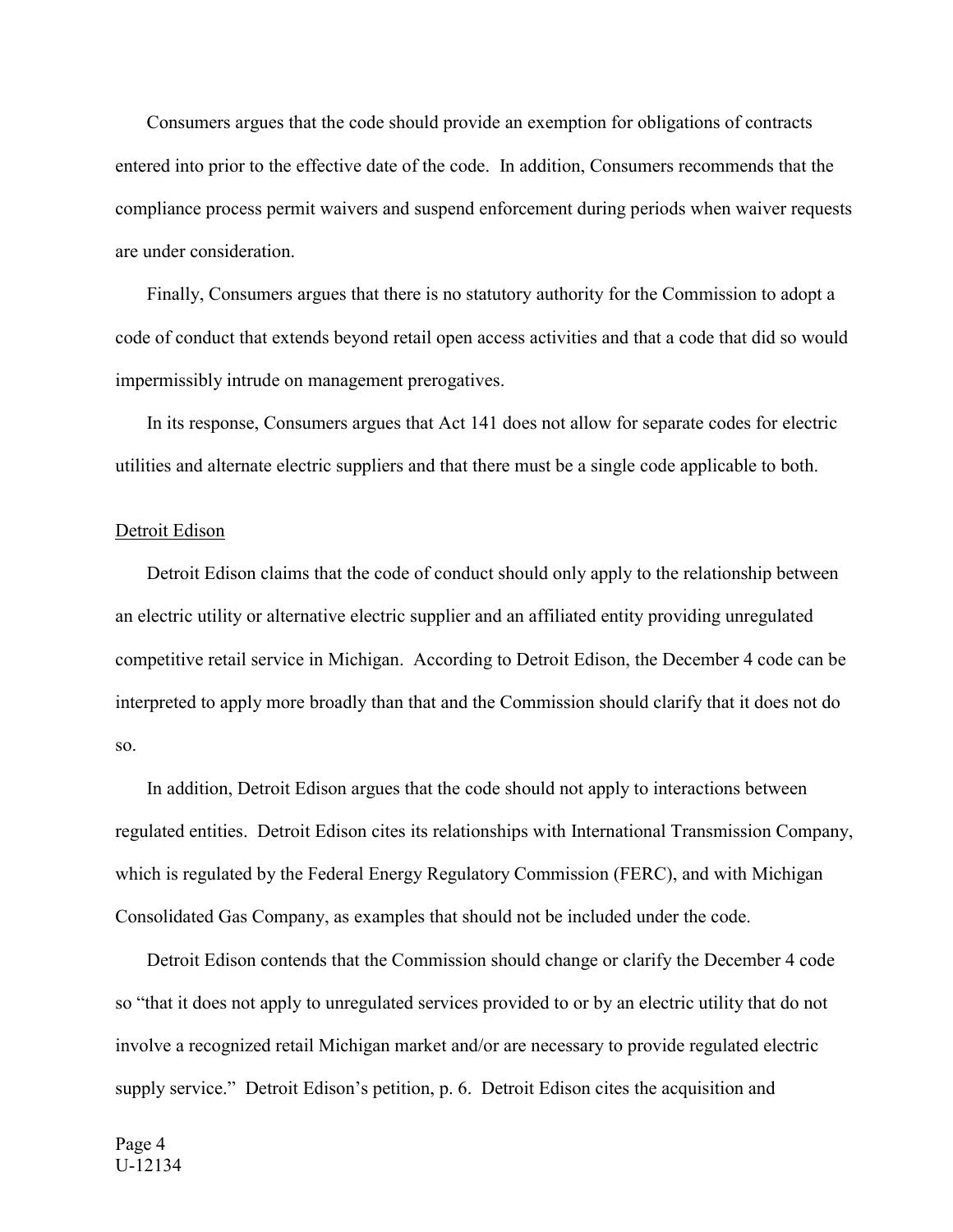Consumers argues that the code should provide an exemption for obligations of contracts entered into prior to the effective date of the code. In addition, Consumers recommends that the compliance process permit waivers and suspend enforcement during periods when waiver requests are under consideration.

Finally, Consumers argues that there is no statutory authority for the Commission to adopt a code of conduct that extends beyond retail open access activities and that a code that did so would impermissibly intrude on management prerogatives.

In its response, Consumers argues that Act 141 does not allow for separate codes for electric utilities and alternate electric suppliers and that there must be a single code applicable to both.

<u>Detroit Edison</u>

Detroit Edison claims that the code of conduct should only apply to the relationship between an electric utility or alternative electric supplier and an affiliated entity providing unregulated competitive retail service in Michigan. According to Detroit Edison, the December 4 code can be interpreted to apply more broadly than that and the Commission should clarify that it does not do so.

In addition, Detroit Edison argues that the code should not apply to interactions between regulated entities. Detroit Edison cites its relationships with International Transmission Company, which is regulated by the Federal Energy Regulatory Commission (FERC), and with Michigan Consolidated Gas Company, as examples that should not be included under the code.

Detroit Edison contends that the Commission should change or clarify the December 4 code so "that it does not apply to unregulated services provided to or by an electric utility that do not involve a recognized retail Michigan market and/or are necessary to provide regulated electric supply service." Detroit Edison's petition, p. 6. Detroit Edison cites the acquisition and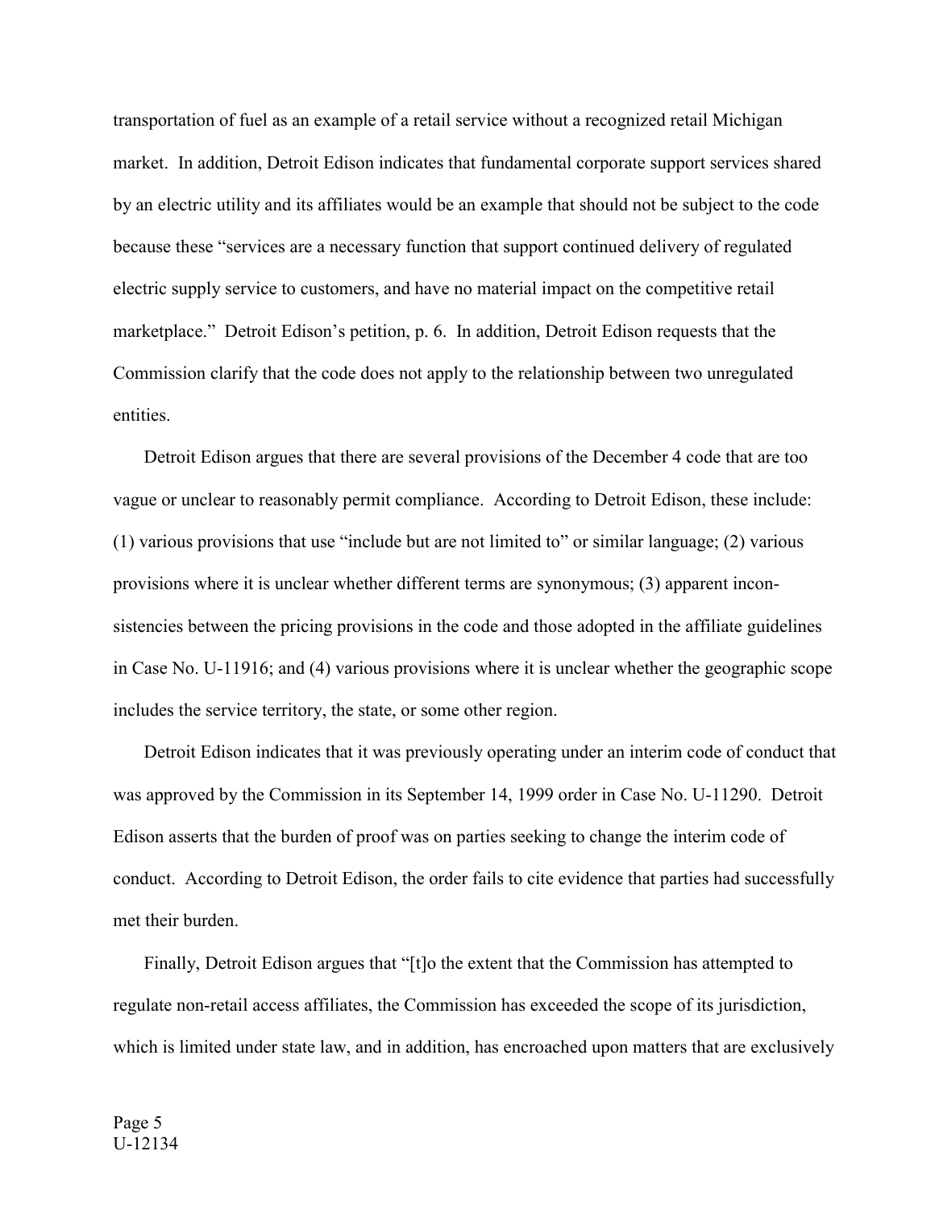transportation of fuel as an example of a retail service without a recognized retail Michigan market. In addition, Detroit Edison indicates that fundamental corporate support services shared by an electric utility and its affiliates would be an example that should not be subject to the code because these "services are a necessary function that support continued delivery of regulated electric supply service to customers, and have no material impact on the competitive retail marketplace." Detroit Edison's petition, p. 6. In addition, Detroit Edison requests that the Commission clarify that the code does not apply to the relationship between two unregulated entities.

Detroit Edison argues that there are several provisions of the December 4 code that are too vague or unclear to reasonably permit compliance. According to Detroit Edison, these include: (1) various provisions that use "include but are not limited to" or similar language; (2) various provisions where it is unclear whether different terms are synonymous; (3) apparent inconsistencies between the pricing provisions in the code and those adopted in the affiliate guidelines in Case No. U-11916; and (4) various provisions where it is unclear whether the geographic scope includes the service territory, the state, or some other region.

Detroit Edison indicates that it was previously operating under an interim code of conduct that was approved by the Commission in its September 14, 1999 order in Case No. U-11290. Detroit Edison asserts that the burden of proof was on parties seeking to change the interim code of conduct. According to Detroit Edison, the order fails to cite evidence that parties had successfully met their burden.

Finally, Detroit Edison argues that "[t]o the extent that the Commission has attempted to regulate non-retail access affiliates, the Commission has exceeded the scope of its jurisdiction, which is limited under state law, and in addition, has encroached upon matters that are exclusively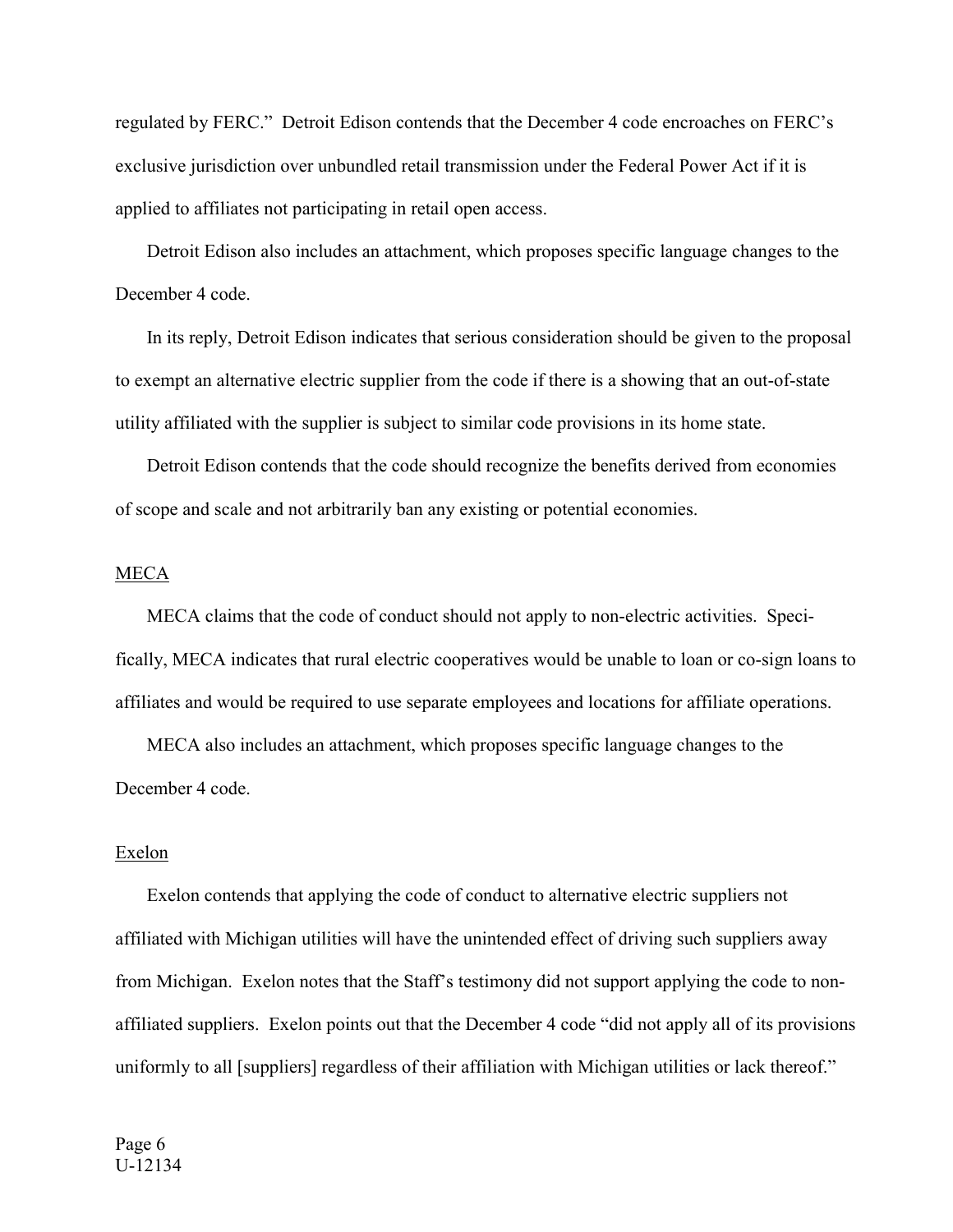regulated by FERC." Detroit Edison contends that the December 4 code encroaches on FERC's exclusive jurisdiction over unbundled retail transmission under the Federal Power Act if it is applied to affiliates not participating in retail open access.

Detroit Edison also includes an attachment, which proposes specific language changes to the December 4 code.

In its reply, Detroit Edison indicates that serious consideration should be given to the proposal to exempt an alternative electric supplier from the code if there is a showing that an out-of-state utility affiliated with the supplier is subject to similar code provisions in its home state.

Detroit Edison contends that the code should recognize the benefits derived from economies of scope and scale and not arbitrarily ban any existing or potential economies.

### MECA

MECA claims that the code of conduct should not apply to non-electric activities. Specifically, MECA indicates that rural electric cooperatives would be unable to loan or co-sign loans to affiliates and would be required to use separate employees and locations for affiliate operations.

MECA also includes an attachment, which proposes specific language changes to the December 4 code.

### Exelon

Exelon contends that applying the code of conduct to alternative electric suppliers not affiliated with Michigan utilities will have the unintended effect of driving such suppliers away from Michigan. Exelon notes that the Staff's testimony did not support applying the code to non-affiliated suppliers. Exelon points out that the December 4 code "did not apply all of its provisions uniformly to all [suppliers] regardless of their affiliation with Michigan utilities or lack thereof."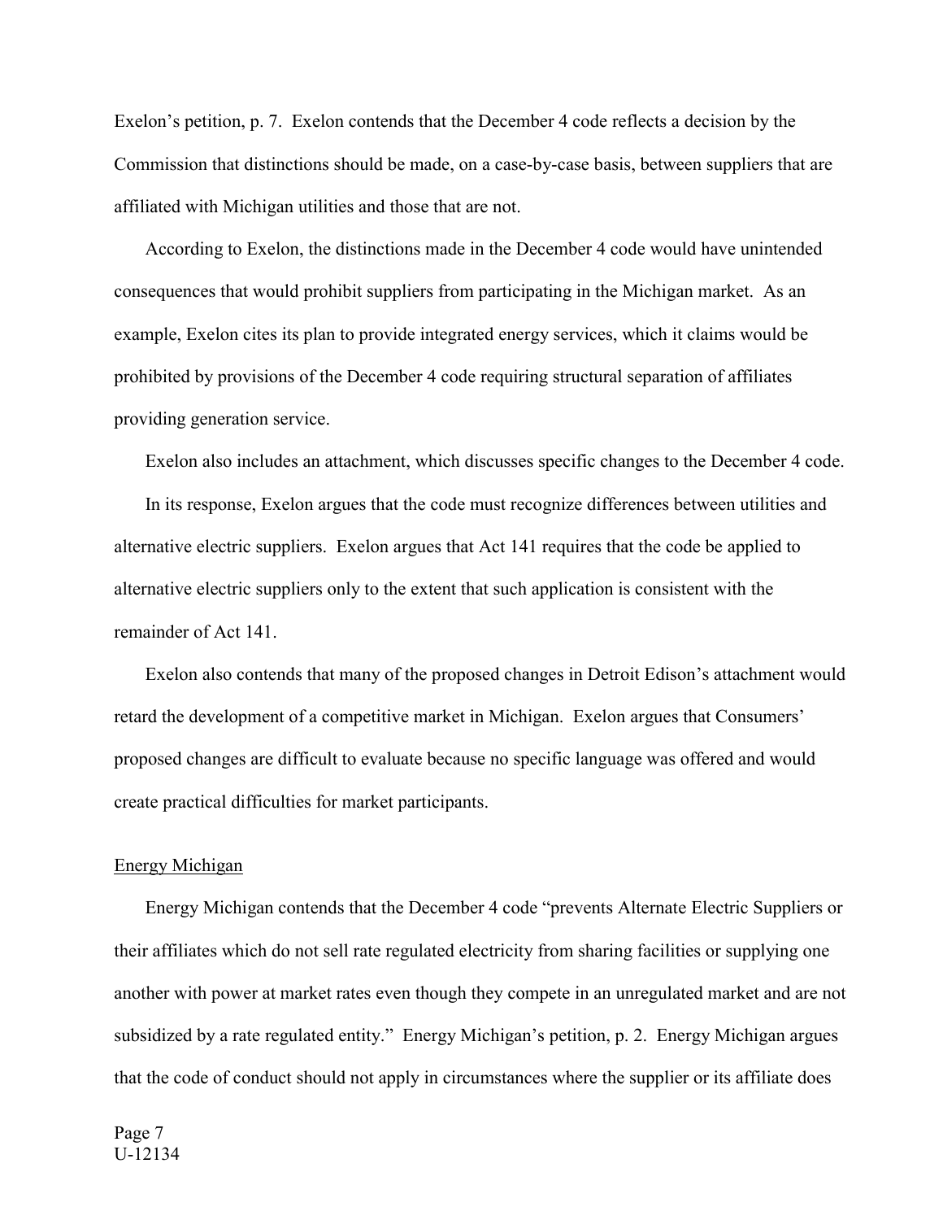Exelon's petition, p. 7. Exelon contends that the December 4 code reflects a decision by the Commission that distinctions should be made, on a case-by-case basis, between suppliers that are affiliated with Michigan utilities and those that are not.

According to Exelon, the distinctions made in the December 4 code would have unintended consequences that would prohibit suppliers from participating in the Michigan market. As an example, Exelon cites its plan to provide integrated energy services, which it claims would be prohibited by provisions of the December 4 code requiring structural separation of affiliates providing generation service.

Exelon also includes an attachment, which discusses specific changes to the December 4 code.

In its response, Exelon argues that the code must recognize differences between utilities and alternative electric suppliers. Exelon argues that Act 141 requires that the code be applied to alternative electric suppliers only to the extent that such application is consistent with the remainder of Act 141.

Exelon also contends that many of the proposed changes in Detroit Edison's attachment would retard the development of a competitive market in Michigan. Exelon argues that Consumers' proposed changes are difficult to evaluate because no specific language was offered and would create practical difficulties for market participants.

<u>Energy Michigan</u>

Energy Michigan contends that the December 4 code "prevents Alternate Electric Suppliers or their affiliates which do not sell rate regulated electricity from sharing facilities or supplying one another with power at market rates even though they compete in an unregulated market and are not subsidized by a rate regulated entity." Energy Michigan's petition, p. 2. Energy Michigan argues that the code of conduct should not apply in circumstances where the supplier or its affiliate does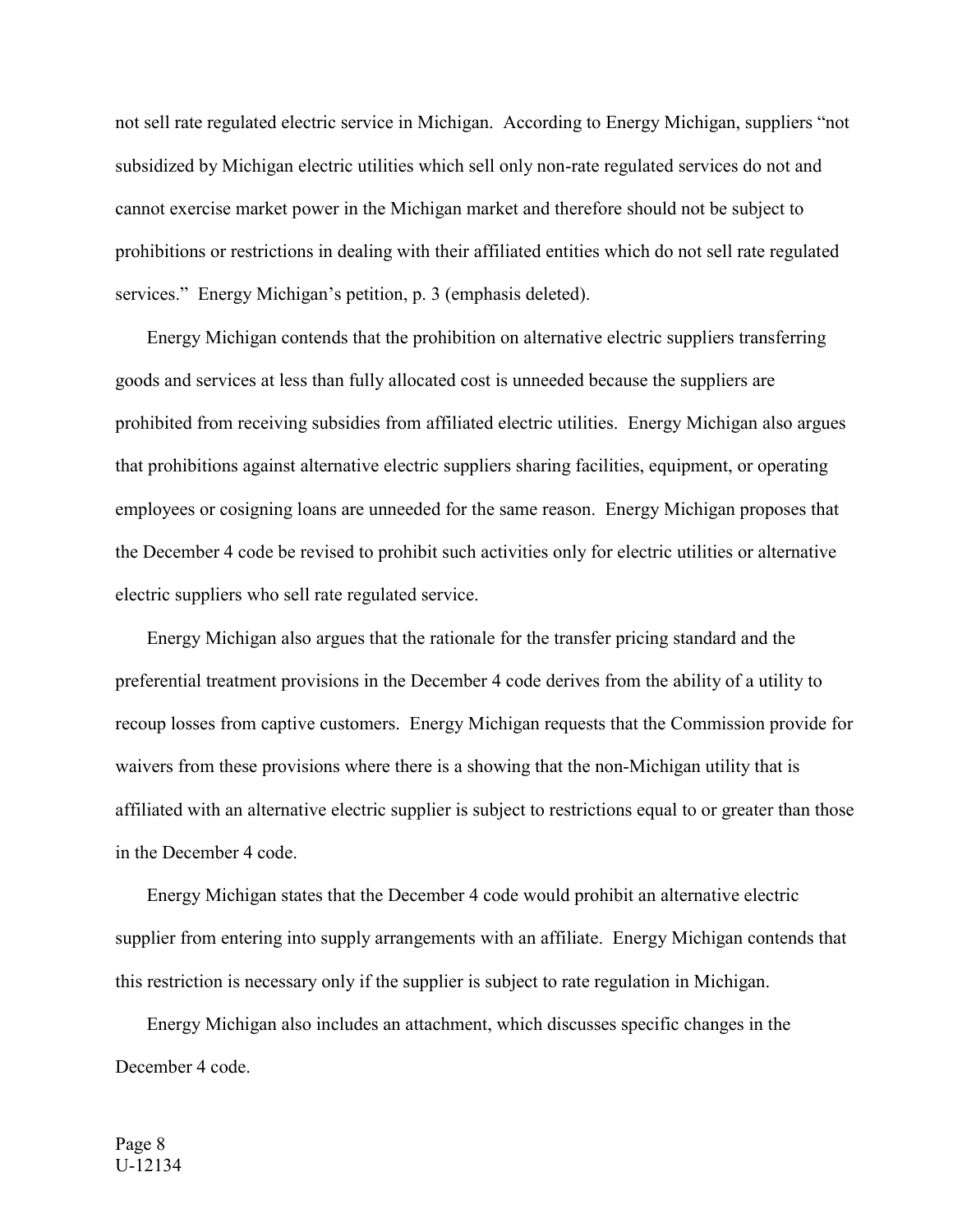not sell rate regulated electric service in Michigan. According to Energy Michigan, suppliers "not subsidized by Michigan electric utilities which sell only non-rate regulated services do not and cannot exercise market power in the Michigan market and therefore should not be subject to prohibitions or restrictions in dealing with their affiliated entities which do not sell rate regulated services." Energy Michigan's petition, p. 3 (emphasis deleted).

Energy Michigan contends that the prohibition on alternative electric suppliers transferring goods and services at less than fully allocated cost is unneeded because the suppliers are prohibited from receiving subsidies from affiliated electric utilities. Energy Michigan also argues that prohibitions against alternative electric suppliers sharing facilities, equipment, or operating employees or cosigning loans are unneeded for the same reason. Energy Michigan proposes that the December 4 code be revised to prohibit such activities only for electric utilities or alternative electric suppliers who sell rate regulated service.

Energy Michigan also argues that the rationale for the transfer pricing standard and the preferential treatment provisions in the December 4 code derives from the ability of a utility to recoup losses from captive customers. Energy Michigan requests that the Commission provide for waivers from these provisions where there is a showing that the non-Michigan utility that is affiliated with an alternative electric supplier is subject to restrictions equal to or greater than those in the December 4 code.

Energy Michigan states that the December 4 code would prohibit an alternative electric supplier from entering into supply arrangements with an affiliate. Energy Michigan contends that this restriction is necessary only if the supplier is subject to rate regulation in Michigan.

Energy Michigan also includes an attachment, which discusses specific changes in the December 4 code.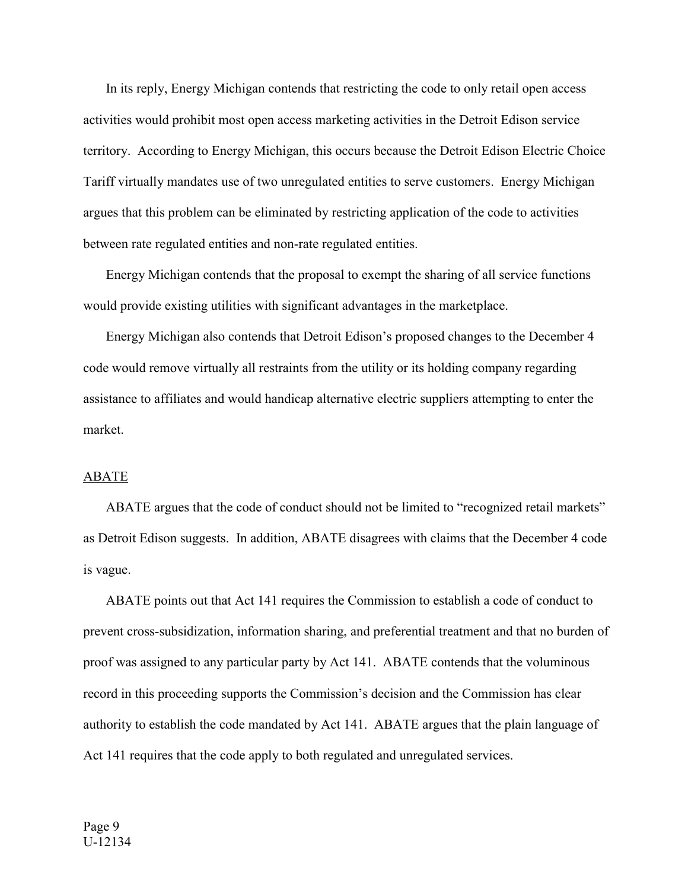In its reply, Energy Michigan contends that restricting the code to only retail open access activities would prohibit most open access marketing activities in the Detroit Edison service territory. According to Energy Michigan, this occurs because the Detroit Edison Electric Choice Tariff virtually mandates use of two unregulated entities to serve customers. Energy Michigan argues that this problem can be eliminated by restricting application of the code to activities between rate regulated entities and non-rate regulated entities.

Energy Michigan contends that the proposal to exempt the sharing of all service functions would provide existing utilities with significant advantages in the marketplace.

Energy Michigan also contends that Detroit Edison's proposed changes to the December 4 code would remove virtually all restraints from the utility or its holding company regarding assistance to affiliates and would handicap alternative electric suppliers attempting to enter the market.

### ABATE

ABATE argues that the code of conduct should not be limited to "recognized retail markets" as Detroit Edison suggests. In addition, ABATE disagrees with claims that the December 4 code is vague.

ABATE points out that Act 141 requires the Commission to establish a code of conduct to prevent cross-subsidization, information sharing, and preferential treatment and that no burden of proof was assigned to any particular party by Act 141. ABATE contends that the voluminous record in this proceeding supports the Commission's decision and the Commission has clear authority to establish the code mandated by Act 141. ABATE argues that the plain language of Act 141 requires that the code apply to both regulated and unregulated services.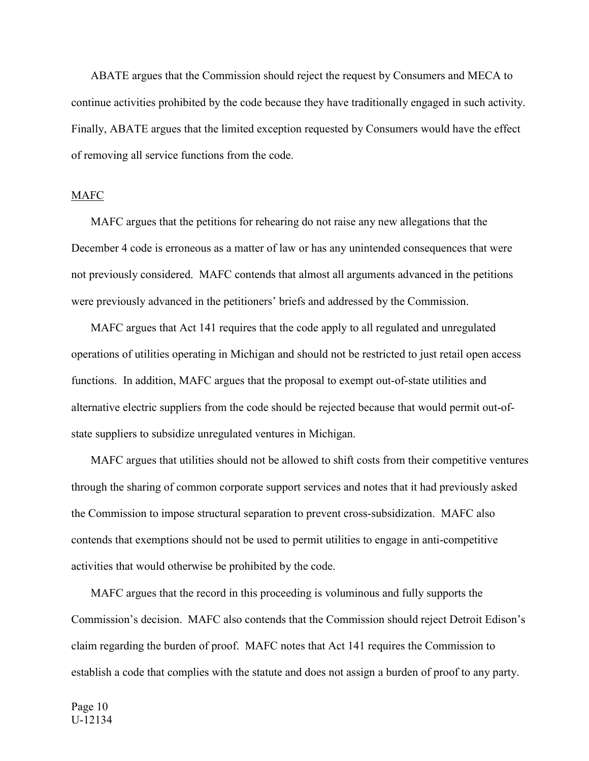ABATE argues that the Commission should reject the request by Consumers and MECA to continue activities prohibited by the code because they have traditionally engaged in such activity. Finally, ABATE argues that the limited exception requested by Consumers would have the effect of removing all service functions from the code.

MAFC

MAFC argues that the petitions for rehearing do not raise any new allegations that the December 4 code is erroneous as a matter of law or has any unintended consequences that were not previously considered. MAFC contends that almost all arguments advanced in the petitions were previously advanced in the petitioners' briefs and addressed by the Commission.

MAFC argues that Act 141 requires that the code apply to all regulated and unregulated operations of utilities operating in Michigan and should not be restricted to just retail open access functions. In addition, MAFC argues that the proposal to exempt out-of-state utilities and alternative electric suppliers from the code should be rejected because that would permit out-of-state suppliers to subsidize unregulated ventures in Michigan.

MAFC argues that utilities should not be allowed to shift costs from their competitive ventures through the sharing of common corporate support services and notes that it had previously asked the Commission to impose structural separation to prevent cross-subsidization. MAFC also contends that exemptions should not be used to permit utilities to engage in anti-competitive activities that would otherwise be prohibited by the code.

MAFC argues that the record in this proceeding is voluminous and fully supports the Commission's decision. MAFC also contends that the Commission should reject Detroit Edison's claim regarding the burden of proof. MAFC notes that Act 141 requires the Commission to establish a code that complies with the statute and does not assign a burden of proof to any party.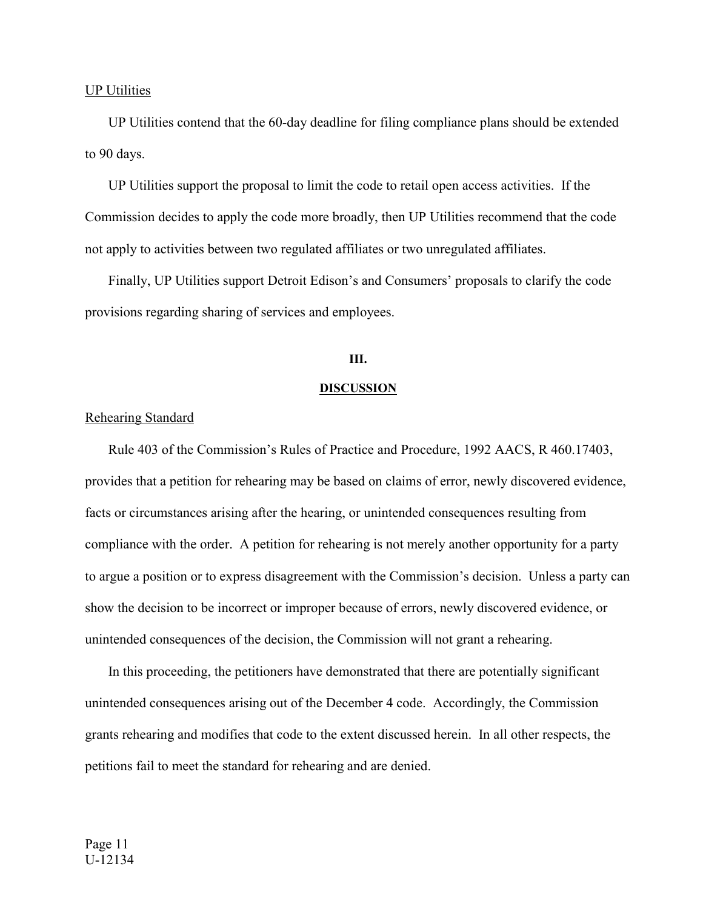UP Utilities

UP Utilities contend that the 60-day deadline for filing compliance plans should be extended to 90 days.

UP Utilities support the proposal to limit the code to retail open access activities. If the Commission decides to apply the code more broadly, then UP Utilities recommend that the code not apply to activities between two regulated affiliates or two unregulated affiliates.

Finally, UP Utilities support Detroit Edison's and Consumers' proposals to clarify the code provisions regarding sharing of services and employees.

## III.

## DISCUSSION

Rehearing Standard

Rule 403 of the Commission's Rules of Practice and Procedure, 1992 AACS, R 460.17403, provides that a petition for rehearing may be based on claims of error, newly discovered evidence, facts or circumstances arising after the hearing, or unintended consequences resulting from compliance with the order. A petition for rehearing is not merely another opportunity for a party to argue a position or to express disagreement with the Commission's decision. Unless a party can show the decision to be incorrect or improper because of errors, newly discovered evidence, or unintended consequences of the decision, the Commission will not grant a rehearing.

In this proceeding, the petitioners have demonstrated that there are potentially significant unintended consequences arising out of the December 4 code. Accordingly, the Commission grants rehearing and modifies that code to the extent discussed herein. In all other respects, the petitions fail to meet the standard for rehearing and are denied.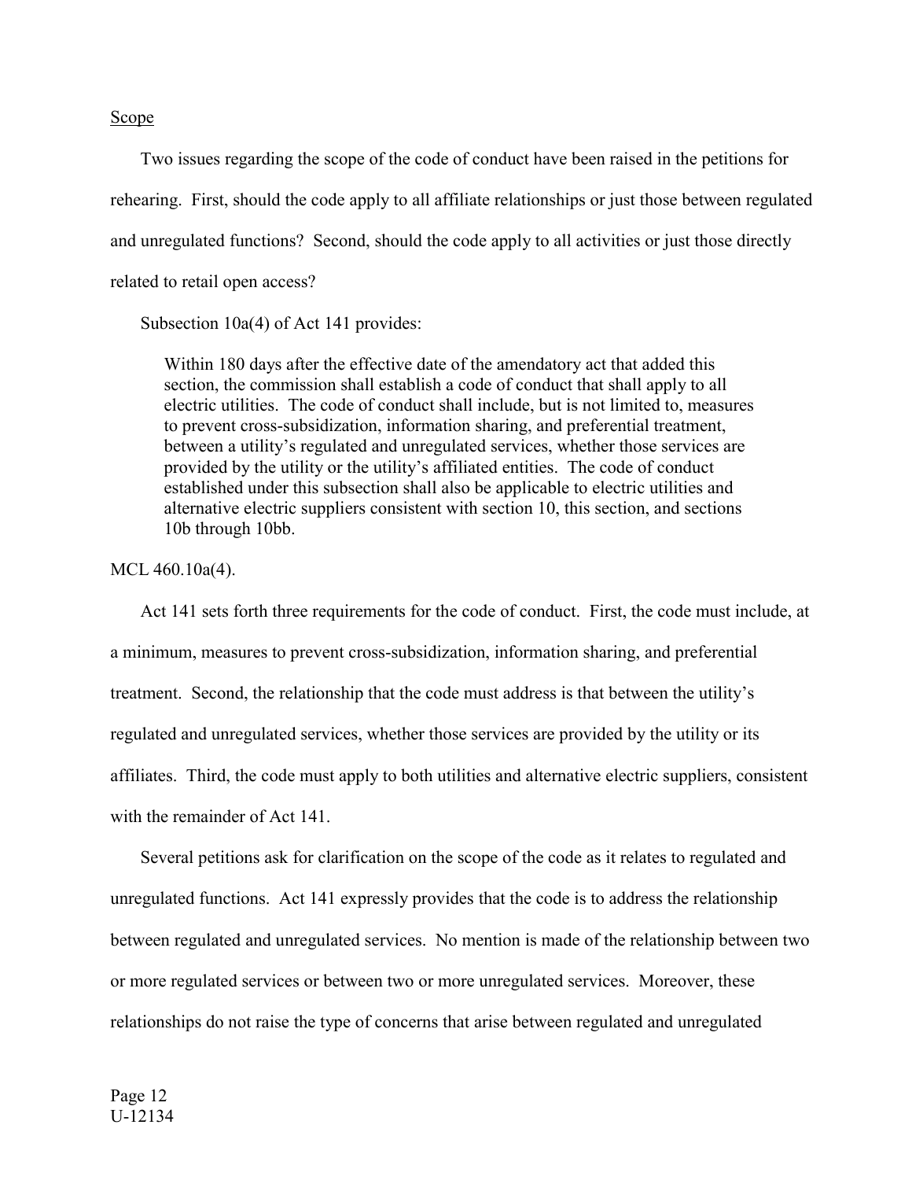Scope

Two issues regarding the scope of the code of conduct have been raised in the petitions for rehearing. First, should the code apply to all affiliate relationships or just those between regulated and unregulated functions? Second, should the code apply to all activities or just those directly related to retail open access?

Subsection 10a(4) of Act 141 provides:

> Within 180 days after the effective date of the amendatory act that added this section, the commission shall establish a code of conduct that shall apply to all electric utilities. The code of conduct shall include, but is not limited to, measures to prevent cross-subsidization, information sharing, and preferential treatment, between a utility's regulated and unregulated services, whether those services are provided by the utility or the utility's affiliated entities. The code of conduct established under this subsection shall also be applicable to electric utilities and alternative electric suppliers consistent with section 10, this section, and sections 10b through 10bb.

MCL 460.10a(4).

Act 141 sets forth three requirements for the code of conduct. First, the code must include, at a minimum, measures to prevent cross-subsidization, information sharing, and preferential treatment. Second, the relationship that the code must address is that between the utility's regulated and unregulated services, whether those services are provided by the utility or its affiliates. Third, the code must apply to both utilities and alternative electric suppliers, consistent with the remainder of Act 141.

Several petitions ask for clarification on the scope of the code as it relates to regulated and unregulated functions. Act 141 expressly provides that the code is to address the relationship between regulated and unregulated services. No mention is made of the relationship between two or more regulated services or between two or more unregulated services. Moreover, these relationships do not raise the type of concerns that arise between regulated and unregulated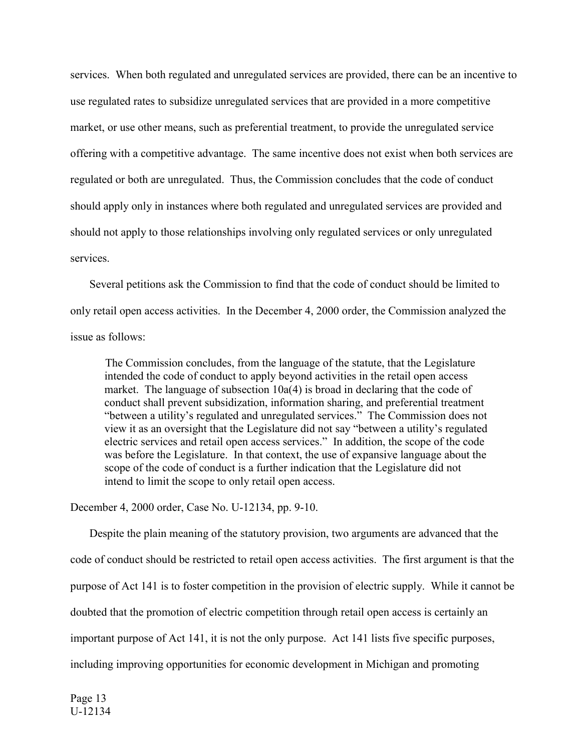services. When both regulated and unregulated services are provided, there can be an incentive to use regulated rates to subsidize unregulated services that are provided in a more competitive market, or use other means, such as preferential treatment, to provide the unregulated service offering with a competitive advantage. The same incentive does not exist when both services are regulated or both are unregulated. Thus, the Commission concludes that the code of conduct should apply only in instances where both regulated and unregulated services are provided and should not apply to those relationships involving only regulated services or only unregulated services.

Several petitions ask the Commission to find that the code of conduct should be limited to only retail open access activities. In the December 4, 2000 order, the Commission analyzed the issue as follows:

> The Commission concludes, from the language of the statute, that the Legislature intended the code of conduct to apply beyond activities in the retail open access market. The language of subsection 10a(4) is broad in declaring that the code of conduct shall prevent subsidization, information sharing, and preferential treatment "between a utility's regulated and unregulated services." The Commission does not view it as an oversight that the Legislature did not say "between a utility's regulated electric services and retail open access services." In addition, the scope of the code was before the Legislature. In that context, the use of expansive language about the scope of the code of conduct is a further indication that the Legislature did not intend to limit the scope to only retail open access.

December 4, 2000 order, Case No. U-12134, pp. 9-10.

Despite the plain meaning of the statutory provision, two arguments are advanced that the code of conduct should be restricted to retail open access activities. The first argument is that the purpose of Act 141 is to foster competition in the provision of electric supply. While it cannot be doubted that the promotion of electric competition through retail open access is certainly an important purpose of Act 141, it is not the only purpose. Act 141 lists five specific purposes, including improving opportunities for economic development in Michigan and promoting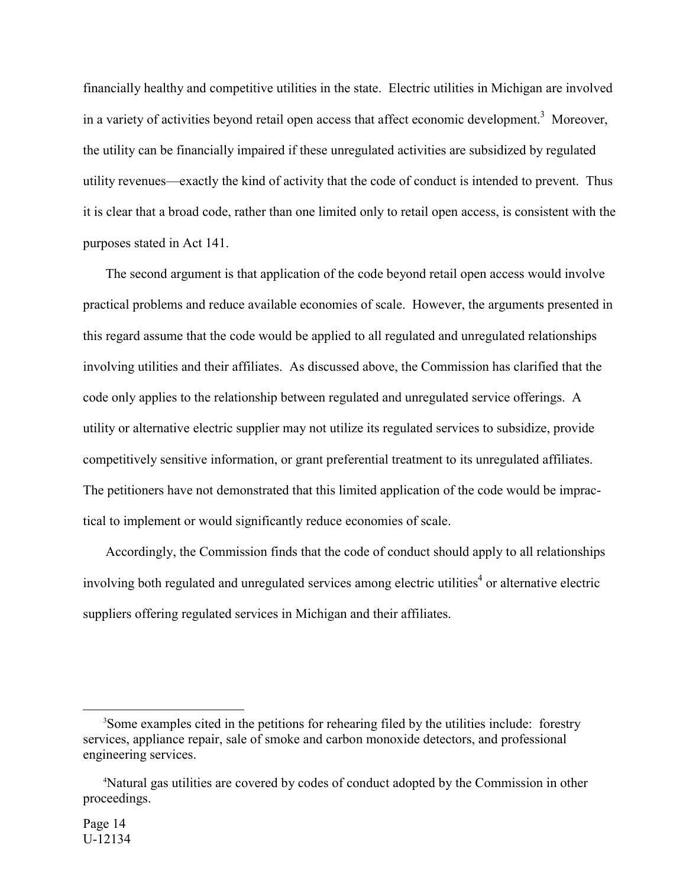financially healthy and competitive utilities in the state. Electric utilities in Michigan are involved in a variety of activities beyond retail open access that affect economic development.[3] Moreover, the utility can be financially impaired if these unregulated activities are subsidized by regulated utility revenues—exactly the kind of activity that the code of conduct is intended to prevent. Thus it is clear that a broad code, rather than one limited only to retail open access, is consistent with the purposes stated in Act 141.

The second argument is that application of the code beyond retail open access would involve practical problems and reduce available economies of scale. However, the arguments presented in this regard assume that the code would be applied to all regulated and unregulated relationships involving utilities and their affiliates. As discussed above, the Commission has clarified that the code only applies to the relationship between regulated and unregulated service offerings. A utility or alternative electric supplier may not utilize its regulated services to subsidize, provide competitively sensitive information, or grant preferential treatment to its unregulated affiliates. The petitioners have not demonstrated that this limited application of the code would be impractical to implement or would significantly reduce economies of scale.

Accordingly, the Commission finds that the code of conduct should apply to all relationships involving both regulated and unregulated services among electric utilities[4] or alternative electric suppliers offering regulated services in Michigan and their affiliates.

---

[3]Some examples cited in the petitions for rehearing filed by the utilities include: forestry services, appliance repair, sale of smoke and carbon monoxide detectors, and professional engineering services.

[4]Natural gas utilities are covered by codes of conduct adopted by the Commission in other proceedings.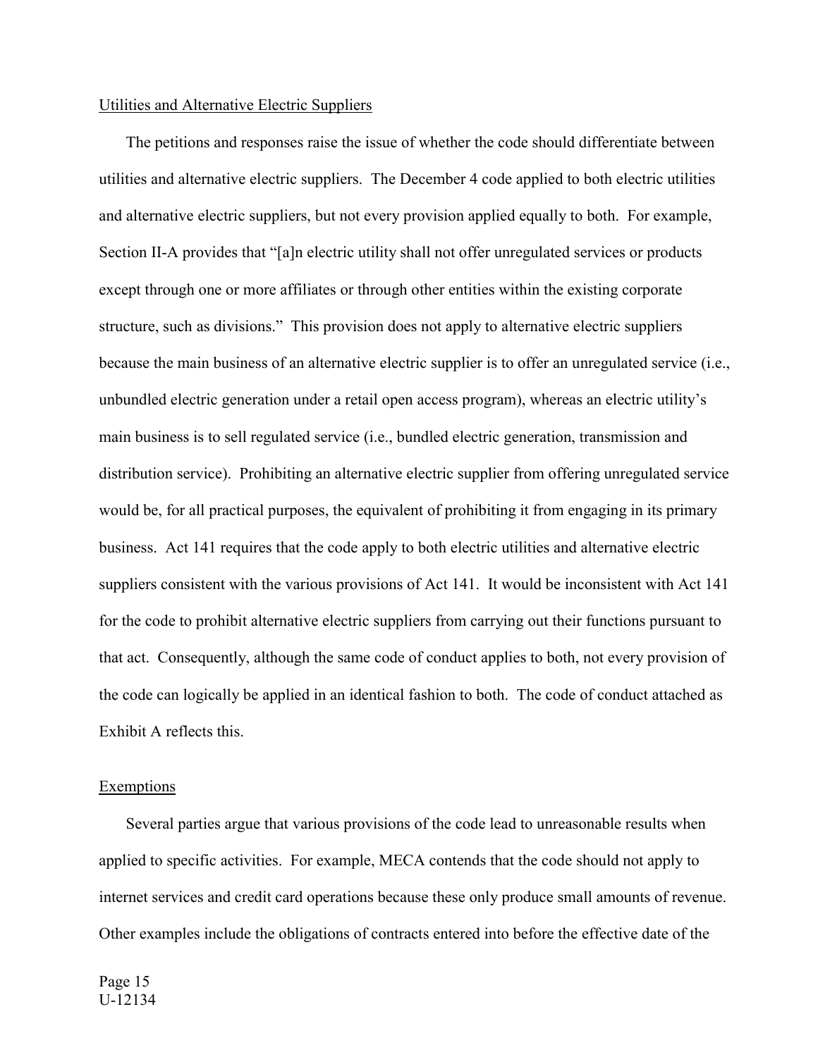Utilities and Alternative Electric Suppliers

The petitions and responses raise the issue of whether the code should differentiate between utilities and alternative electric suppliers. The December 4 code applied to both electric utilities and alternative electric suppliers, but not every provision applied equally to both. For example, Section II-A provides that "[a]n electric utility shall not offer unregulated services or products except through one or more affiliates or through other entities within the existing corporate structure, such as divisions." This provision does not apply to alternative electric suppliers because the main business of an alternative electric supplier is to offer an unregulated service (i.e., unbundled electric generation under a retail open access program), whereas an electric utility's main business is to sell regulated service (i.e., bundled electric generation, transmission and distribution service). Prohibiting an alternative electric supplier from offering unregulated service would be, for all practical purposes, the equivalent of prohibiting it from engaging in its primary business. Act 141 requires that the code apply to both electric utilities and alternative electric suppliers consistent with the various provisions of Act 141. It would be inconsistent with Act 141 for the code to prohibit alternative electric suppliers from carrying out their functions pursuant to that act. Consequently, although the same code of conduct applies to both, not every provision of the code can logically be applied in an identical fashion to both. The code of conduct attached as Exhibit A reflects this.

Exemptions

Several parties argue that various provisions of the code lead to unreasonable results when applied to specific activities. For example, MECA contends that the code should not apply to internet services and credit card operations because these only produce small amounts of revenue. Other examples include the obligations of contracts entered into before the effective date of the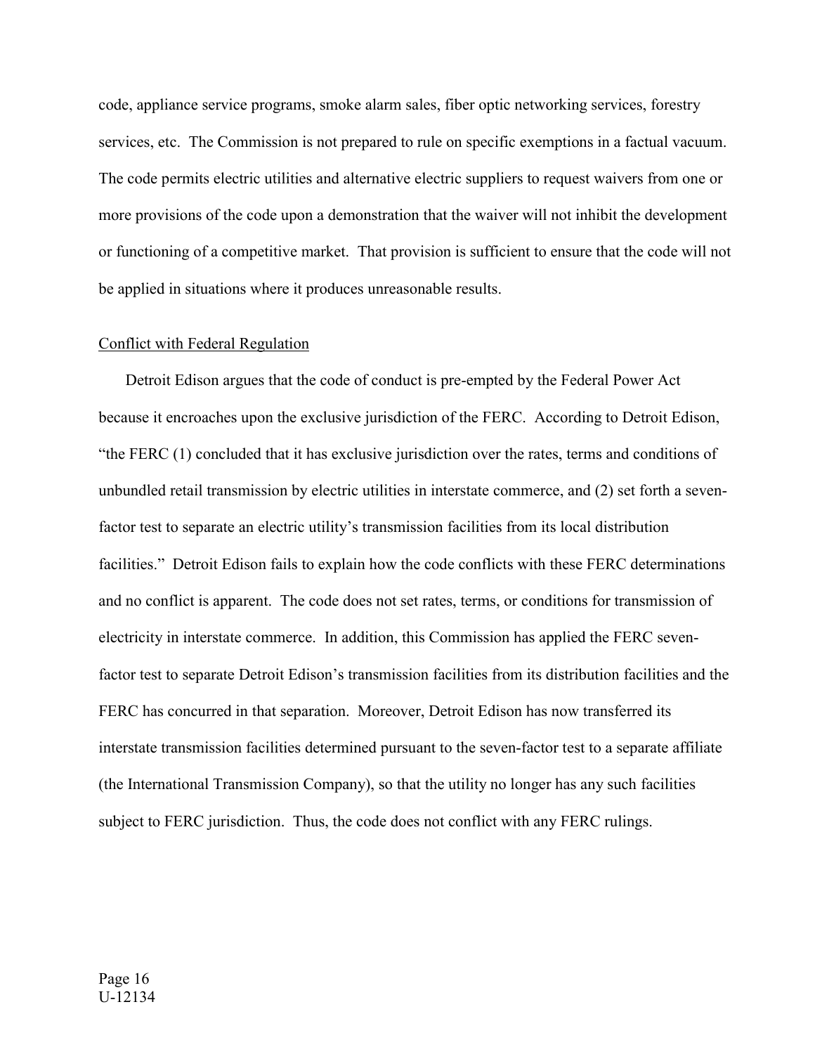code, appliance service programs, smoke alarm sales, fiber optic networking services, forestry services, etc. The Commission is not prepared to rule on specific exemptions in a factual vacuum. The code permits electric utilities and alternative electric suppliers to request waivers from one or more provisions of the code upon a demonstration that the waiver will not inhibit the development or functioning of a competitive market. That provision is sufficient to ensure that the code will not be applied in situations where it produces unreasonable results.

<u>Conflict with Federal Regulation</u>

Detroit Edison argues that the code of conduct is pre-empted by the Federal Power Act because it encroaches upon the exclusive jurisdiction of the FERC. According to Detroit Edison, "the FERC (1) concluded that it has exclusive jurisdiction over the rates, terms and conditions of unbundled retail transmission by electric utilities in interstate commerce, and (2) set forth a seven-factor test to separate an electric utility's transmission facilities from its local distribution facilities." Detroit Edison fails to explain how the code conflicts with these FERC determinations and no conflict is apparent. The code does not set rates, terms, or conditions for transmission of electricity in interstate commerce. In addition, this Commission has applied the FERC seven-factor test to separate Detroit Edison's transmission facilities from its distribution facilities and the FERC has concurred in that separation. Moreover, Detroit Edison has now transferred its interstate transmission facilities determined pursuant to the seven-factor test to a separate affiliate (the International Transmission Company), so that the utility no longer has any such facilities subject to FERC jurisdiction. Thus, the code does not conflict with any FERC rulings.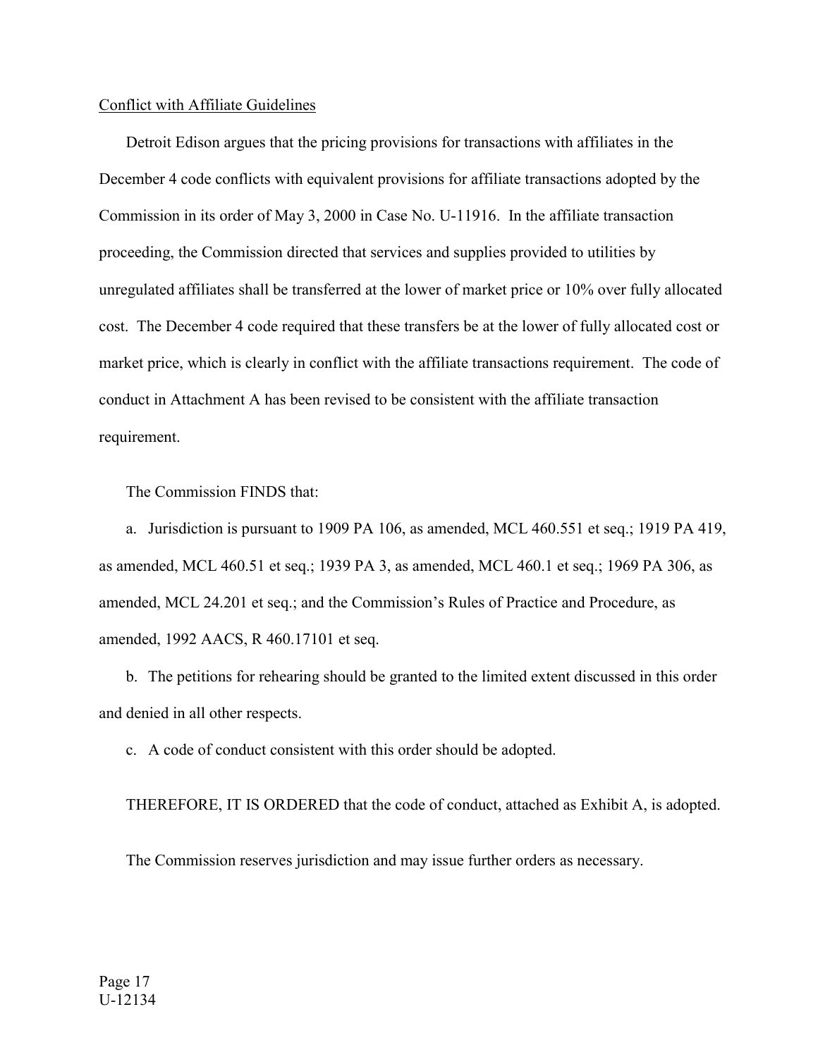Conflict with Affiliate Guidelines

Detroit Edison argues that the pricing provisions for transactions with affiliates in the December 4 code conflicts with equivalent provisions for affiliate transactions adopted by the Commission in its order of May 3, 2000 in Case No. U-11916. In the affiliate transaction proceeding, the Commission directed that services and supplies provided to utilities by unregulated affiliates shall be transferred at the lower of market price or 10% over fully allocated cost. The December 4 code required that these transfers be at the lower of fully allocated cost or market price, which is clearly in conflict with the affiliate transactions requirement. The code of conduct in Attachment A has been revised to be consistent with the affiliate transaction requirement.

The Commission FINDS that:

a. Jurisdiction is pursuant to 1909 PA 106, as amended, MCL 460.551 et seq.; 1919 PA 419, as amended, MCL 460.51 et seq.; 1939 PA 3, as amended, MCL 460.1 et seq.; 1969 PA 306, as amended, MCL 24.201 et seq.; and the Commission's Rules of Practice and Procedure, as amended, 1992 AACS, R 460.17101 et seq.

b. The petitions for rehearing should be granted to the limited extent discussed in this order and denied in all other respects.

c. A code of conduct consistent with this order should be adopted.

THEREFORE, IT IS ORDERED that the code of conduct, attached as Exhibit A, is adopted.

The Commission reserves jurisdiction and may issue further orders as necessary.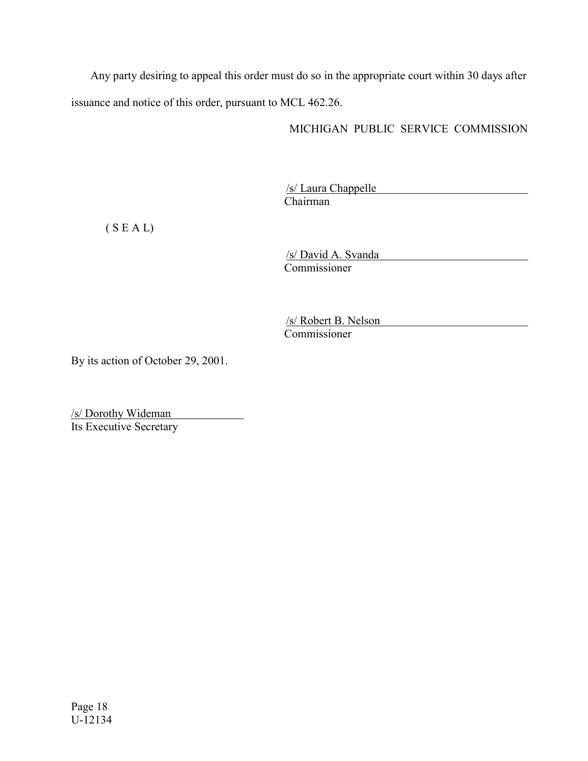Any party desiring to appeal this order must do so in the appropriate court within 30 days after issuance and notice of this order, pursuant to MCL 462.26.

MICHIGAN PUBLIC SERVICE COMMISSION

/s/ Laura Chappelle
Chairman

( S E A L)

/s/ David A. Svanda
Commissioner

/s/ Robert B. Nelson
Commissioner

By its action of October 29, 2001.

/s/ Dorothy Wideman
Its Executive Secretary

Page 18
U-12134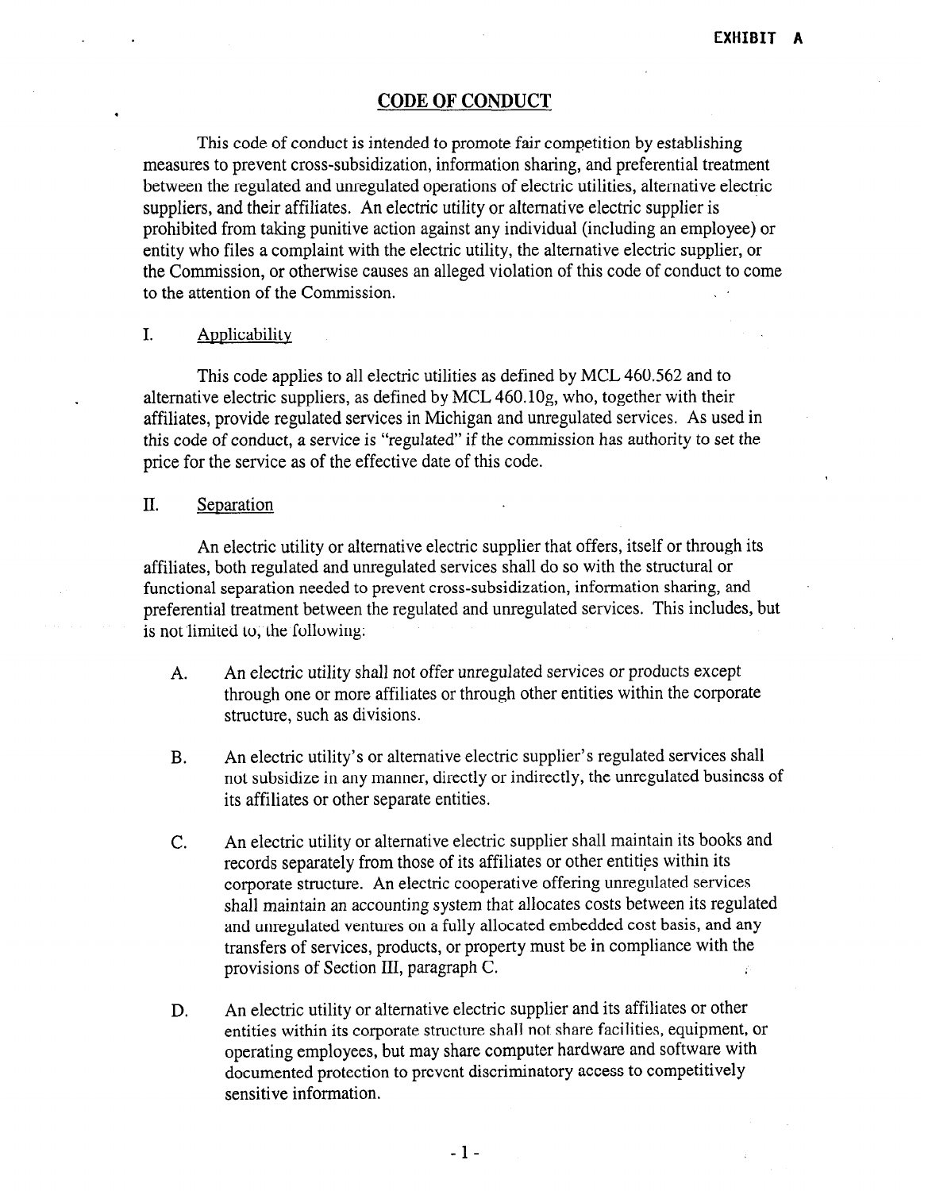EXHIBIT A

# CODE OF CONDUCT

This code of conduct is intended to promote fair competition by establishing measures to prevent cross-subsidization, information sharing, and preferential treatment between the regulated and unregulated operations of electric utilities, alternative electric suppliers, and their affiliates. An electric utility or alternative electric supplier is prohibited from taking punitive action against any individual (including an employee) or entity who files a complaint with the electric utility, the alternative electric supplier, or the Commission, or otherwise causes an alleged violation of this code of conduct to come to the attention of the Commission.

## I. Applicability

This code applies to all electric utilities as defined by MCL 460.562 and to alternative electric suppliers, as defined by MCL 460.10g, who, together with their affiliates, provide regulated services in Michigan and unregulated services. As used in this code of conduct, a service is "regulated" if the commission has authority to set the price for the service as of the effective date of this code.

## II. Separation

An electric utility or alternative electric supplier that offers, itself or through its affiliates, both regulated and unregulated services shall do so with the structural or functional separation needed to prevent cross-subsidization, information sharing, and preferential treatment between the regulated and unregulated services. This includes, but is not limited to, the following:

A. An electric utility shall not offer unregulated services or products except through one or more affiliates or through other entities within the corporate structure, such as divisions.

B. An electric utility's or alternative electric supplier's regulated services shall not subsidize in any manner, directly or indirectly, the unregulated business of its affiliates or other separate entities.

C. An electric utility or alternative electric supplier shall maintain its books and records separately from those of its affiliates or other entities within its corporate structure. An electric cooperative offering unregulated services shall maintain an accounting system that allocates costs between its regulated and unregulated ventures on a fully allocated embedded cost basis, and any transfers of services, products, or property must be in compliance with the provisions of Section III, paragraph C.

D. An electric utility or alternative electric supplier and its affiliates or other entities within its corporate structure shall not share facilities, equipment, or operating employees, but may share computer hardware and software with documented protection to prevent discriminatory access to competitively sensitive information.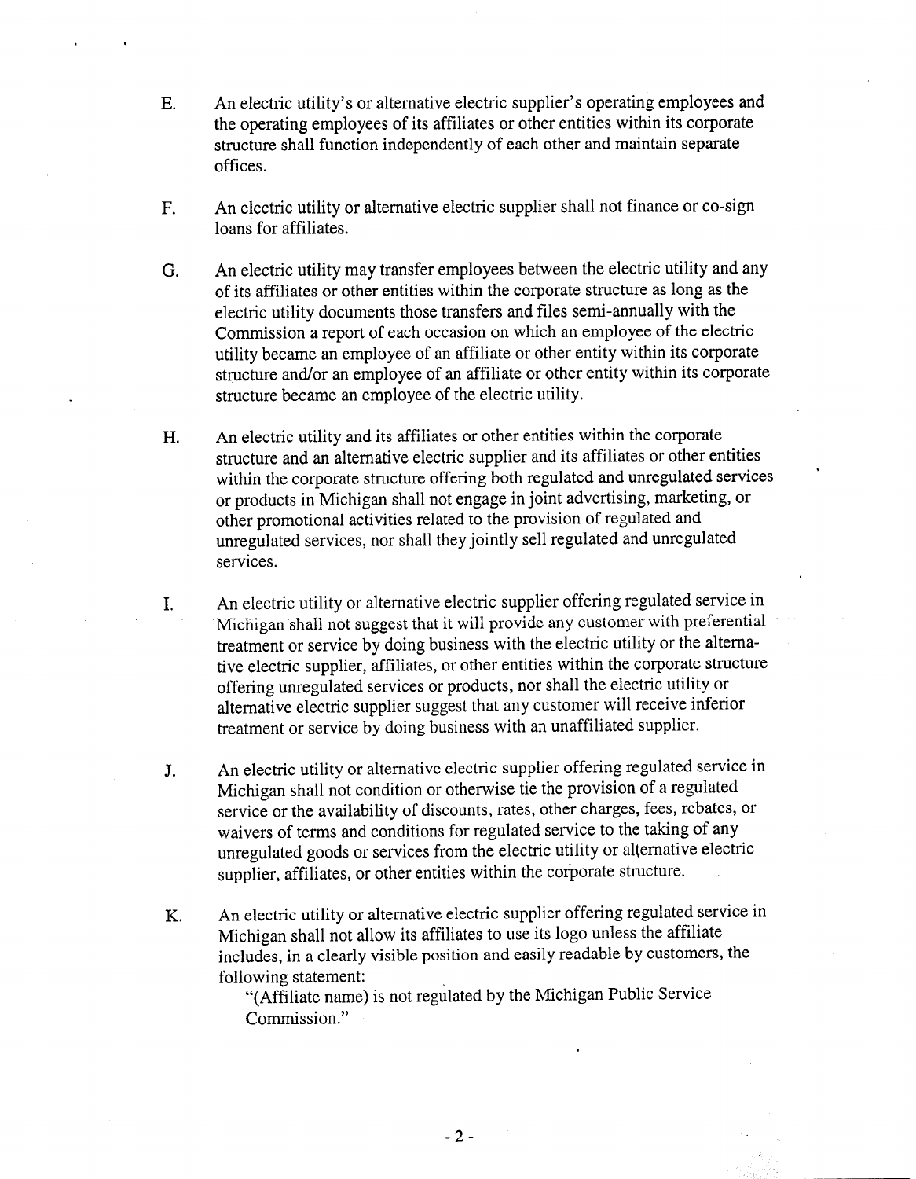E. An electric utility's or alternative electric supplier's operating employees and the operating employees of its affiliates or other entities within its corporate structure shall function independently of each other and maintain separate offices.

F. An electric utility or alternative electric supplier shall not finance or co-sign loans for affiliates.

G. An electric utility may transfer employees between the electric utility and any of its affiliates or other entities within the corporate structure as long as the electric utility documents those transfers and files semi-annually with the Commission a report of each occasion on which an employee of the electric utility became an employee of an affiliate or other entity within its corporate structure and/or an employee of an affiliate or other entity within its corporate structure became an employee of the electric utility.

H. An electric utility and its affiliates or other entities within the corporate structure and an alternative electric supplier and its affiliates or other entities within the corporate structure offering both regulated and unregulated services or products in Michigan shall not engage in joint advertising, marketing, or other promotional activities related to the provision of regulated and unregulated services, nor shall they jointly sell regulated and unregulated services.

I. An electric utility or alternative electric supplier offering regulated service in Michigan shall not suggest that it will provide any customer with preferential treatment or service by doing business with the electric utility or the alternative electric supplier, affiliates, or other entities within the corporate structure offering unregulated services or products, nor shall the electric utility or alternative electric supplier suggest that any customer will receive inferior treatment or service by doing business with an unaffiliated supplier.

J. An electric utility or alternative electric supplier offering regulated service in Michigan shall not condition or otherwise tie the provision of a regulated service or the availability of discounts, rates, other charges, fees, rebates, or waivers of terms and conditions for regulated service to the taking of any unregulated goods or services from the electric utility or alternative electric supplier, affiliates, or other entities within the corporate structure.

K. An electric utility or alternative electric supplier offering regulated service in Michigan shall not allow its affiliates to use its logo unless the affiliate includes, in a clearly visible position and easily readable by customers, the following statement:

"(Affiliate name) is not regulated by the Michigan Public Service Commission."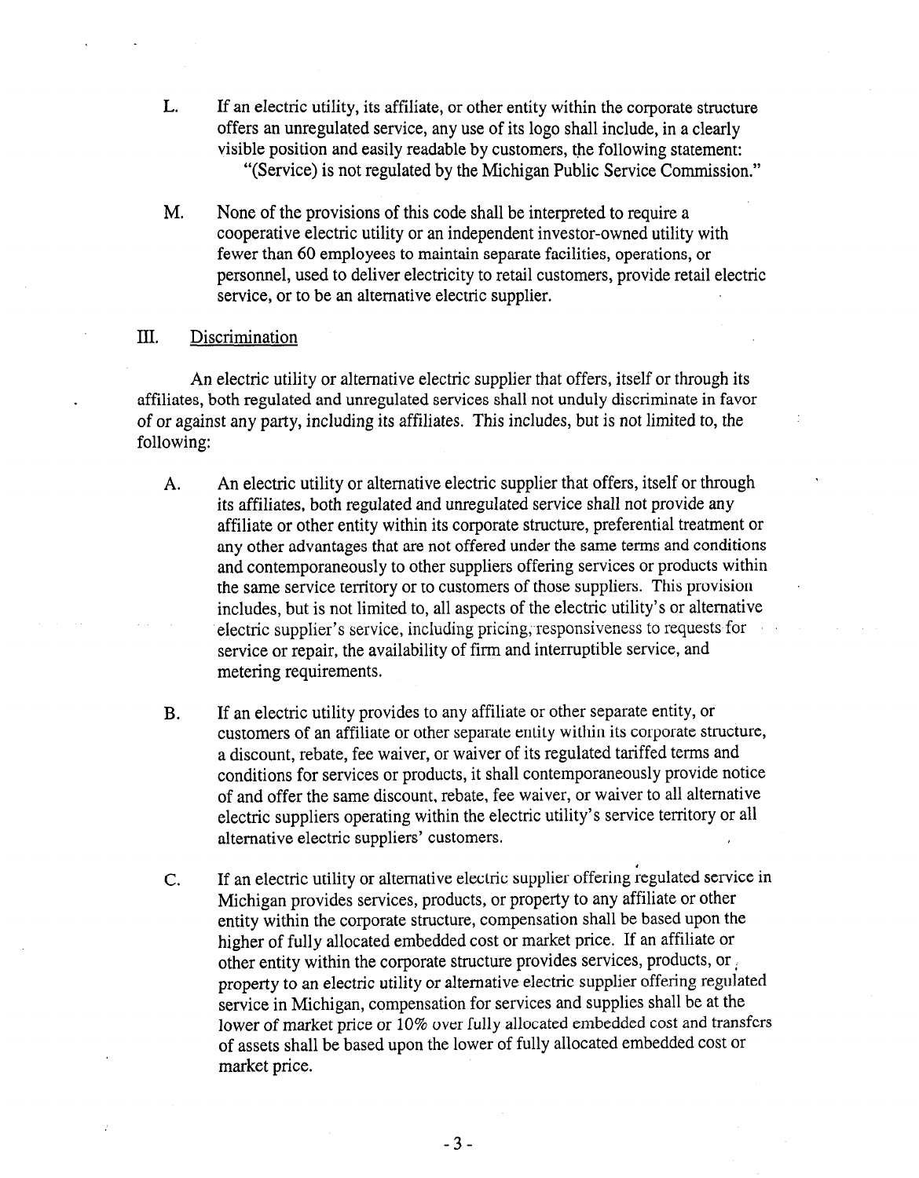L. If an electric utility, its affiliate, or other entity within the corporate structure offers an unregulated service, any use of its logo shall include, in a clearly visible position and easily readable by customers, the following statement: "(Service) is not regulated by the Michigan Public Service Commission."

M. None of the provisions of this code shall be interpreted to require a cooperative electric utility or an independent investor-owned utility with fewer than 60 employees to maintain separate facilities, operations, or personnel, used to deliver electricity to retail customers, provide retail electric service, or to be an alternative electric supplier.

## III. Discrimination

An electric utility or alternative electric supplier that offers, itself or through its affiliates, both regulated and unregulated services shall not unduly discriminate in favor of or against any party, including its affiliates. This includes, but is not limited to, the following:

A. An electric utility or alternative electric supplier that offers, itself or through its affiliates, both regulated and unregulated service shall not provide any affiliate or other entity within its corporate structure, preferential treatment or any other advantages that are not offered under the same terms and conditions and contemporaneously to other suppliers offering services or products within the same service territory or to customers of those suppliers. This provision includes, but is not limited to, all aspects of the electric utility's or alternative electric supplier's service, including pricing, responsiveness to requests for service or repair, the availability of firm and interruptible service, and metering requirements.

B. If an electric utility provides to any affiliate or other separate entity, or customers of an affiliate or other separate entity within its corporate structure, a discount, rebate, fee waiver, or waiver of its regulated tariffed terms and conditions for services or products, it shall contemporaneously provide notice of and offer the same discount, rebate, fee waiver, or waiver to all alternative electric suppliers operating within the electric utility's service territory or all alternative electric suppliers' customers.

C. If an electric utility or alternative electric supplier offering regulated service in Michigan provides services, products, or property to any affiliate or other entity within the corporate structure, compensation shall be based upon the higher of fully allocated embedded cost or market price. If an affiliate or other entity within the corporate structure provides services, products, or property to an electric utility or alternative electric supplier offering regulated service in Michigan, compensation for services and supplies shall be at the lower of market price or 10% over fully allocated embedded cost and transfers of assets shall be based upon the lower of fully allocated embedded cost or market price.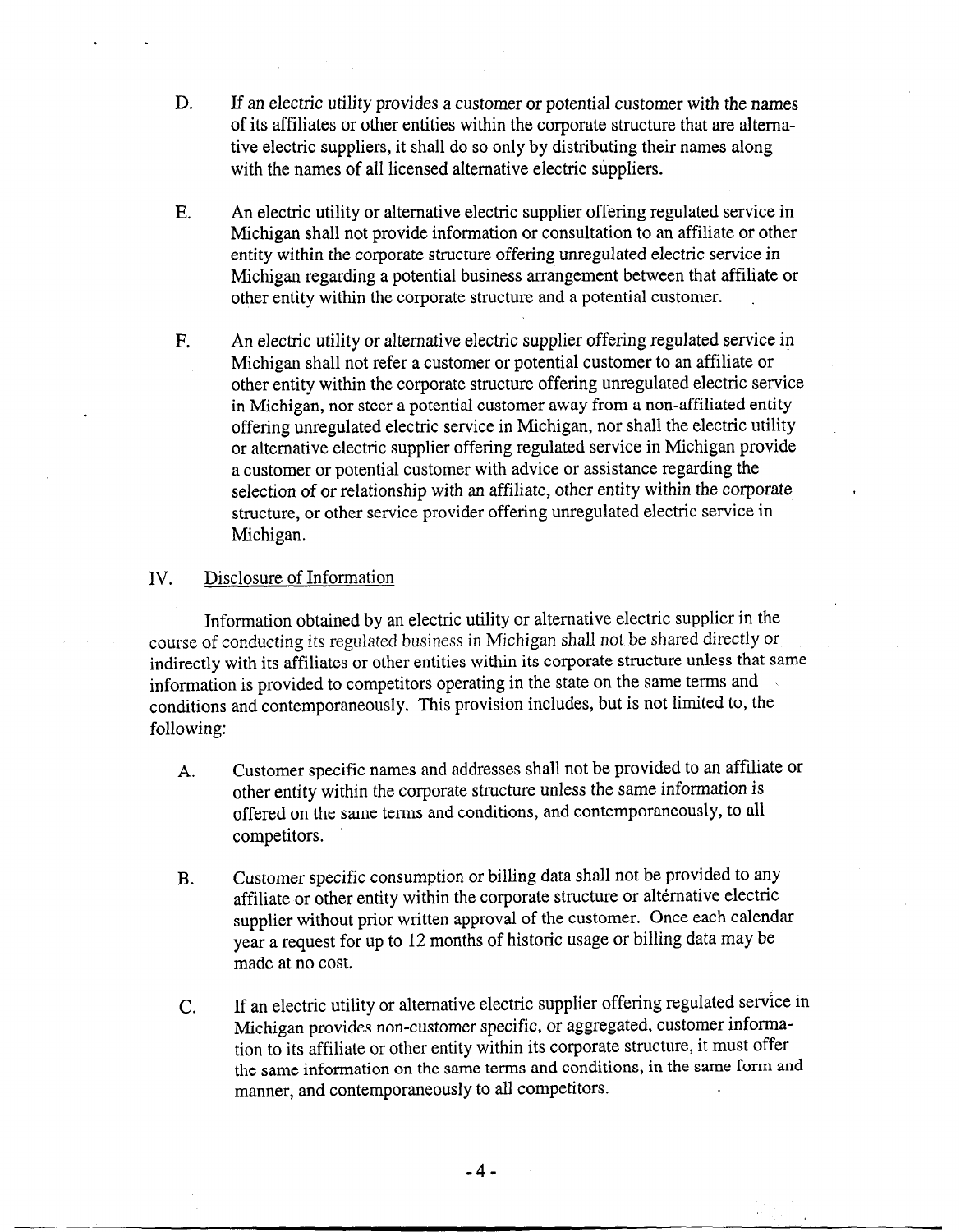D. If an electric utility provides a customer or potential customer with the names of its affiliates or other entities within the corporate structure that are alternative electric suppliers, it shall do so only by distributing their names along with the names of all licensed alternative electric suppliers.

E. An electric utility or alternative electric supplier offering regulated service in Michigan shall not provide information or consultation to an affiliate or other entity within the corporate structure offering unregulated electric service in Michigan regarding a potential business arrangement between that affiliate or other entity within the corporate structure and a potential customer.

F. An electric utility or alternative electric supplier offering regulated service in Michigan shall not refer a customer or potential customer to an affiliate or other entity within the corporate structure offering unregulated electric service in Michigan, nor steer a potential customer away from a non-affiliated entity offering unregulated electric service in Michigan, nor shall the electric utility or alternative electric supplier offering regulated service in Michigan provide a customer or potential customer with advice or assistance regarding the selection of or relationship with an affiliate, other entity within the corporate structure, or other service provider offering unregulated electric service in Michigan.

## IV. Disclosure of Information

Information obtained by an electric utility or alternative electric supplier in the course of conducting its regulated business in Michigan shall not be shared directly or indirectly with its affiliates or other entities within its corporate structure unless that same information is provided to competitors operating in the state on the same terms and conditions and contemporaneously. This provision includes, but is not limited to, the following:

A. Customer specific names and addresses shall not be provided to an affiliate or other entity within the corporate structure unless the same information is offered on the same terms and conditions, and contemporaneously, to all competitors.

B. Customer specific consumption or billing data shall not be provided to any affiliate or other entity within the corporate structure or alternative electric supplier without prior written approval of the customer. Once each calendar year a request for up to 12 months of historic usage or billing data may be made at no cost.

C. If an electric utility or alternative electric supplier offering regulated service in Michigan provides non-customer specific, or aggregated, customer information to its affiliate or other entity within its corporate structure, it must offer the same information on the same terms and conditions, in the same form and manner, and contemporaneously to all competitors.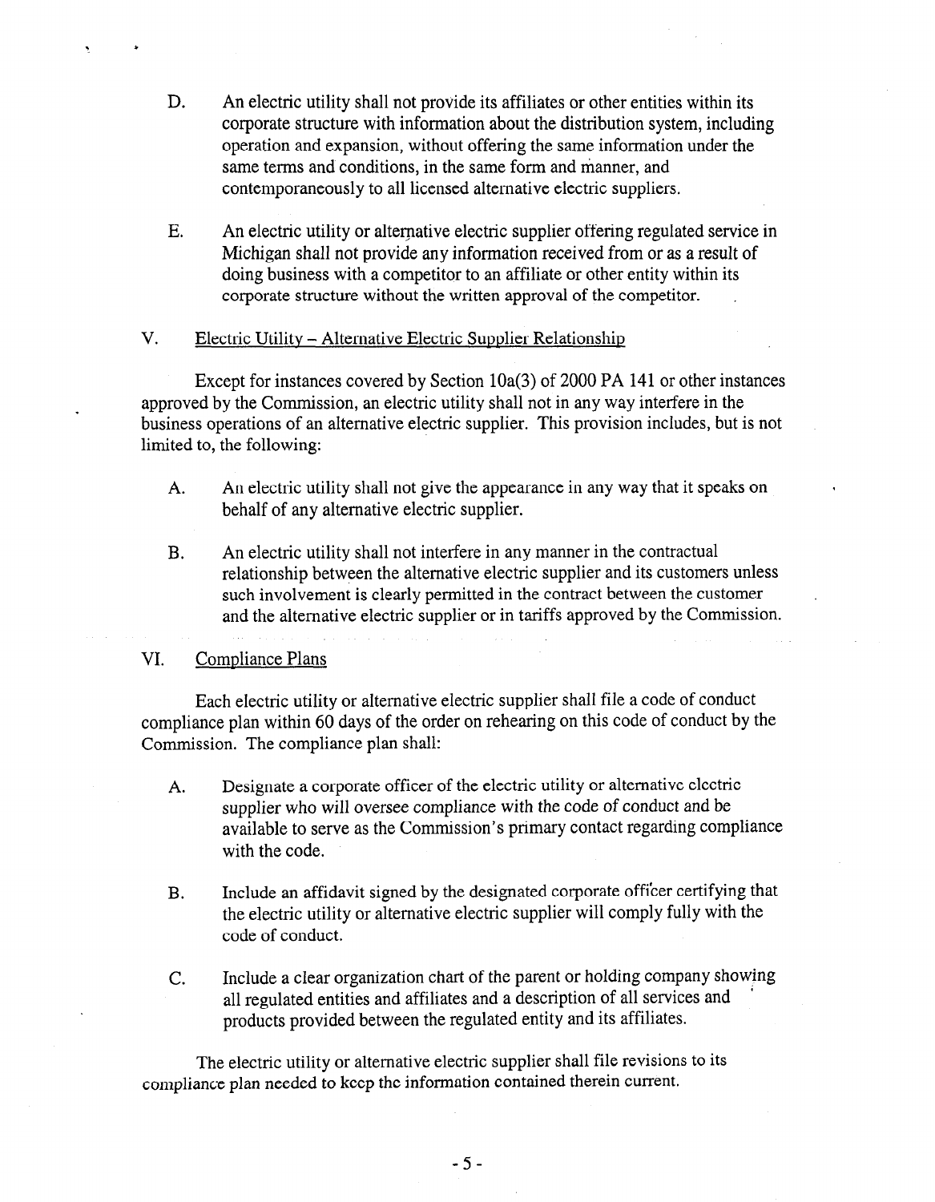D. An electric utility shall not provide its affiliates or other entities within its corporate structure with information about the distribution system, including operation and expansion, without offering the same information under the same terms and conditions, in the same form and manner, and contemporaneously to all licensed alternative electric suppliers.

E. An electric utility or alternative electric supplier offering regulated service in Michigan shall not provide any information received from or as a result of doing business with a competitor to an affiliate or other entity within its corporate structure without the written approval of the competitor.

## V. Electric Utility – Alternative Electric Supplier Relationship

Except for instances covered by Section 10a(3) of 2000 PA 141 or other instances approved by the Commission, an electric utility shall not in any way interfere in the business operations of an alternative electric supplier. This provision includes, but is not limited to, the following:

A. An electric utility shall not give the appearance in any way that it speaks on behalf of any alternative electric supplier.

B. An electric utility shall not interfere in any manner in the contractual relationship between the alternative electric supplier and its customers unless such involvement is clearly permitted in the contract between the customer and the alternative electric supplier or in tariffs approved by the Commission.

## VI. Compliance Plans

Each electric utility or alternative electric supplier shall file a code of conduct compliance plan within 60 days of the order on rehearing on this code of conduct by the Commission. The compliance plan shall:

A. Designate a corporate officer of the electric utility or alternative electric supplier who will oversee compliance with the code of conduct and be available to serve as the Commission's primary contact regarding compliance with the code.

B. Include an affidavit signed by the designated corporate officer certifying that the electric utility or alternative electric supplier will comply fully with the code of conduct.

C. Include a clear organization chart of the parent or holding company showing all regulated entities and affiliates and a description of all services and products provided between the regulated entity and its affiliates.

The electric utility or alternative electric supplier shall file revisions to its compliance plan needed to keep the information contained therein current.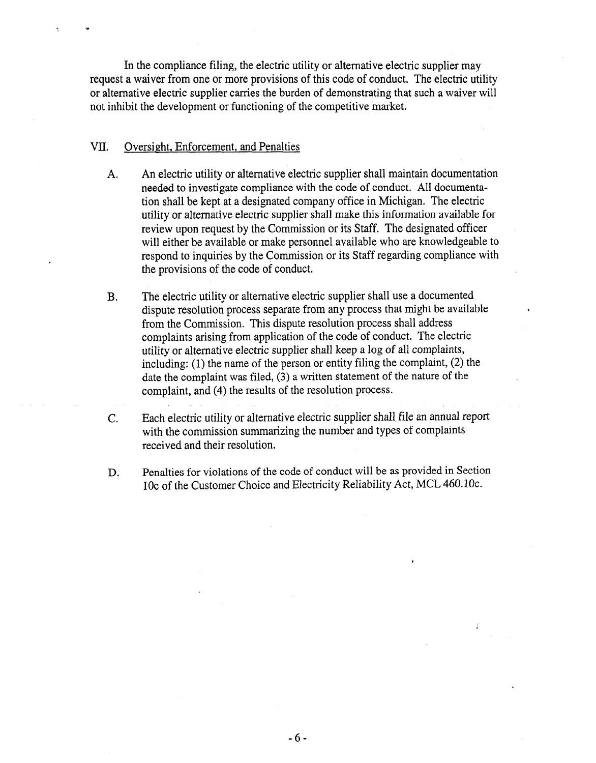In the compliance filing, the electric utility or alternative electric supplier may request a waiver from one or more provisions of this code of conduct. The electric utility or alternative electric supplier carries the burden of demonstrating that such a waiver will not inhibit the development or functioning of the competitive market.

## VII. Oversight, Enforcement, and Penalties

A. An electric utility or alternative electric supplier shall maintain documentation needed to investigate compliance with the code of conduct. All documentation shall be kept at a designated company office in Michigan. The electric utility or alternative electric supplier shall make this information available for review upon request by the Commission or its Staff. The designated officer will either be available or make personnel available who are knowledgeable to respond to inquiries by the Commission or its Staff regarding compliance with the provisions of the code of conduct.

B. The electric utility or alternative electric supplier shall use a documented dispute resolution process separate from any process that might be available from the Commission. This dispute resolution process shall address complaints arising from application of the code of conduct. The electric utility or alternative electric supplier shall keep a log of all complaints, including: (1) the name of the person or entity filing the complaint, (2) the date the complaint was filed, (3) a written statement of the nature of the complaint, and (4) the results of the resolution process.

C. Each electric utility or alternative electric supplier shall file an annual report with the commission summarizing the number and types of complaints received and their resolution.

D. Penalties for violations of the code of conduct will be as provided in Section 10c of the Customer Choice and Electricity Reliability Act, MCL 460.10c.